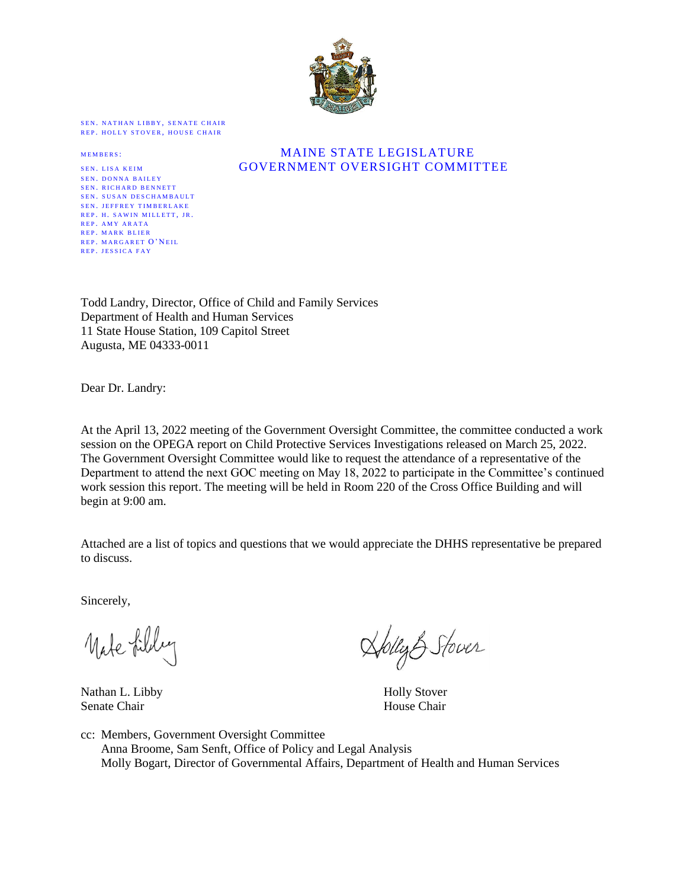SEN. NATHAN LIBBY, SENATE CHAIR
REP. HOLLY STOVER, HOUSE CHAIR

MEMBERS:

SEN. LISA KEIM
SEN. DONNA BAILEY
SEN. RICHARD BENNETT
SEN. SUSAN DESCHAMBAULT
SEN. JEFFREY TIMBERLAKE
REP. H. SAWIN MILLETT, JR.
REP. AMY ARATA
REP. MARK BLIER
REP. MARGARET O'NEIL
REP. JESSICA FAY

# MAINE STATE LEGISLATURE
# GOVERNMENT OVERSIGHT COMMITTEE

Todd Landry, Director, Office of Child and Family Services
Department of Health and Human Services
11 State House Station, 109 Capitol Street
Augusta, ME 04333-0011

Dear Dr. Landry:

At the April 13, 2022 meeting of the Government Oversight Committee, the committee conducted a work session on the OPEGA report on Child Protective Services Investigations released on March 25, 2022. The Government Oversight Committee would like to request the attendance of a representative of the Department to attend the next GOC meeting on May 18, 2022 to participate in the Committee's continued work session this report. The meeting will be held in Room 220 of the Cross Office Building and will begin at 9:00 am.

Attached are a list of topics and questions that we would appreciate the DHHS representative be prepared to discuss.

Sincerely,

Nathan L. Libby
Senate Chair

Holly Stover
House Chair

cc: Members, Government Oversight Committee
Anna Broome, Sam Senft, Office of Policy and Legal Analysis
Molly Bogart, Director of Governmental Affairs, Department of Health and Human Services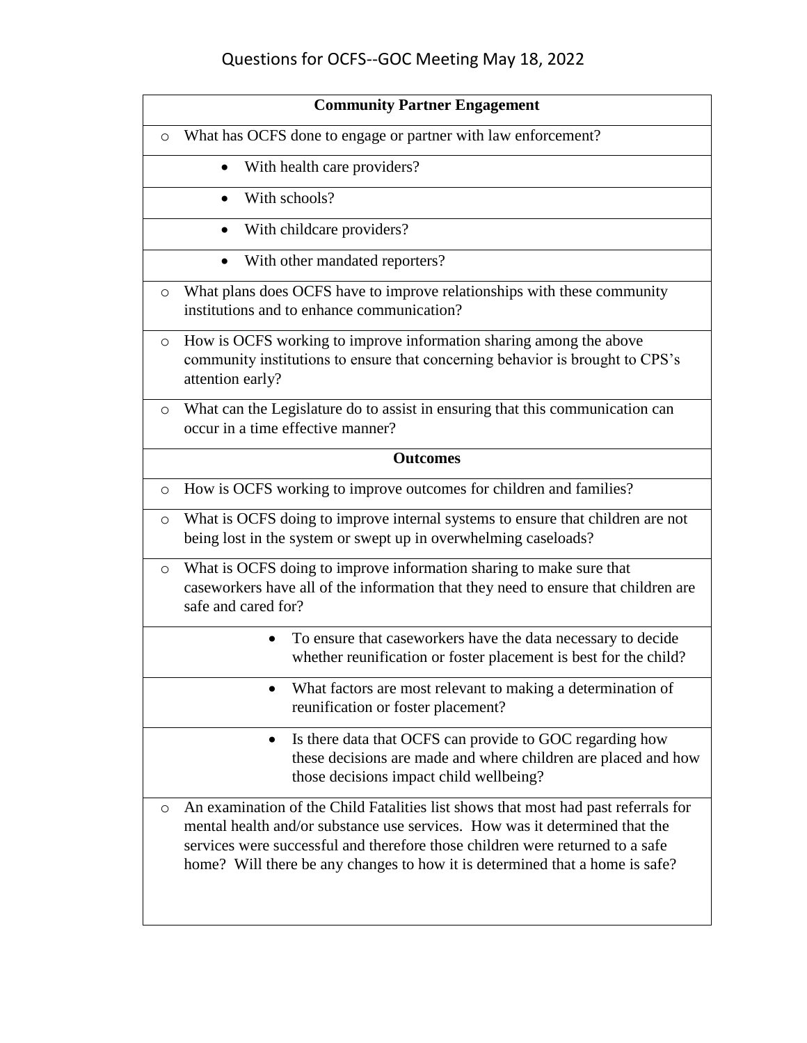# Questions for OCFS--GOC Meeting May 18, 2022

## Community Partner Engagement

- What has OCFS done to engage or partner with law enforcement?
  - With health care providers?
  - With schools?
  - With childcare providers?
  - With other mandated reporters?
- What plans does OCFS have to improve relationships with these community institutions and to enhance communication?
- How is OCFS working to improve information sharing among the above community institutions to ensure that concerning behavior is brought to CPS's attention early?
- What can the Legislature do to assist in ensuring that this communication can occur in a time effective manner?

## Outcomes

- How is OCFS working to improve outcomes for children and families?
- What is OCFS doing to improve internal systems to ensure that children are not being lost in the system or swept up in overwhelming caseloads?
- What is OCFS doing to improve information sharing to make sure that caseworkers have all of the information that they need to ensure that children are safe and cared for?
  - To ensure that caseworkers have the data necessary to decide whether reunification or foster placement is best for the child?
  - What factors are most relevant to making a determination of reunification or foster placement?
  - Is there data that OCFS can provide to GOC regarding how these decisions are made and where children are placed and how those decisions impact child wellbeing?
- An examination of the Child Fatalities list shows that most had past referrals for mental health and/or substance use services. How was it determined that the services were successful and therefore those children were returned to a safe home? Will there be any changes to how it is determined that a home is safe?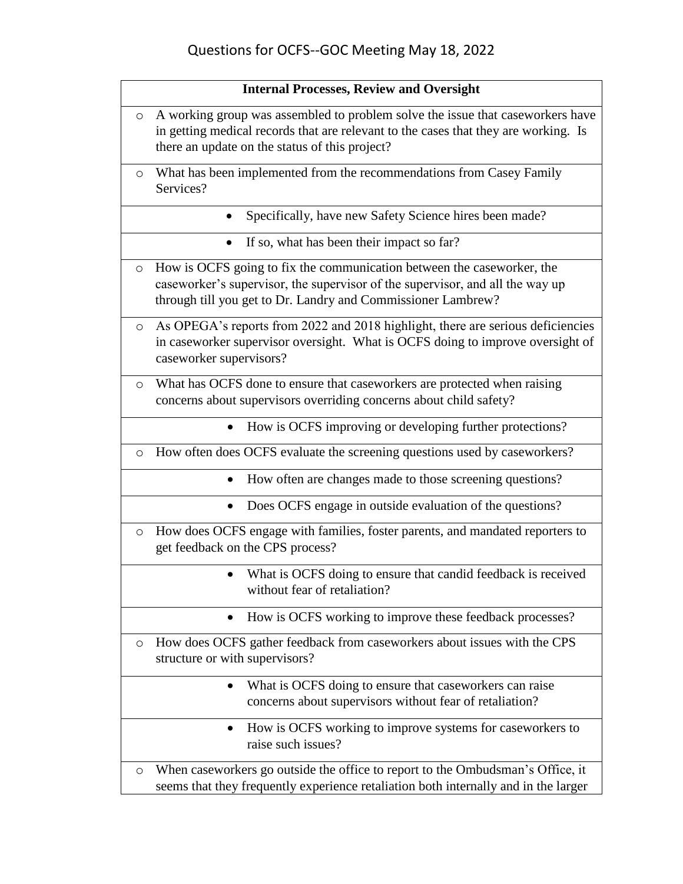# Questions for OCFS--GOC Meeting May 18, 2022

| Internal Processes, Review and Oversight |
|---|
| ○ A working group was assembled to problem solve the issue that caseworkers have in getting medical records that are relevant to the cases that they are working. Is there an update on the status of this project? |
| ○ What has been implemented from the recommendations from Casey Family Services? |
| • Specifically, have new Safety Science hires been made? |
| • If so, what has been their impact so far? |
| ○ How is OCFS going to fix the communication between the caseworker, the caseworker's supervisor, the supervisor of the supervisor, and all the way up through till you get to Dr. Landry and Commissioner Lambrew? |
| ○ As OPEGA's reports from 2022 and 2018 highlight, there are serious deficiencies in caseworker supervisor oversight. What is OCFS doing to improve oversight of caseworker supervisors? |
| ○ What has OCFS done to ensure that caseworkers are protected when raising concerns about supervisors overriding concerns about child safety? |
| • How is OCFS improving or developing further protections? |
| ○ How often does OCFS evaluate the screening questions used by caseworkers? |
| • How often are changes made to those screening questions? |
| • Does OCFS engage in outside evaluation of the questions? |
| ○ How does OCFS engage with families, foster parents, and mandated reporters to get feedback on the CPS process? |
| • What is OCFS doing to ensure that candid feedback is received without fear of retaliation? |
| • How is OCFS working to improve these feedback processes? |
| ○ How does OCFS gather feedback from caseworkers about issues with the CPS structure or with supervisors? |
| • What is OCFS doing to ensure that caseworkers can raise concerns about supervisors without fear of retaliation? |
| • How is OCFS working to improve systems for caseworkers to raise such issues? |
| ○ When caseworkers go outside the office to report to the Ombudsman's Office, it seems that they frequently experience retaliation both internally and in the larger |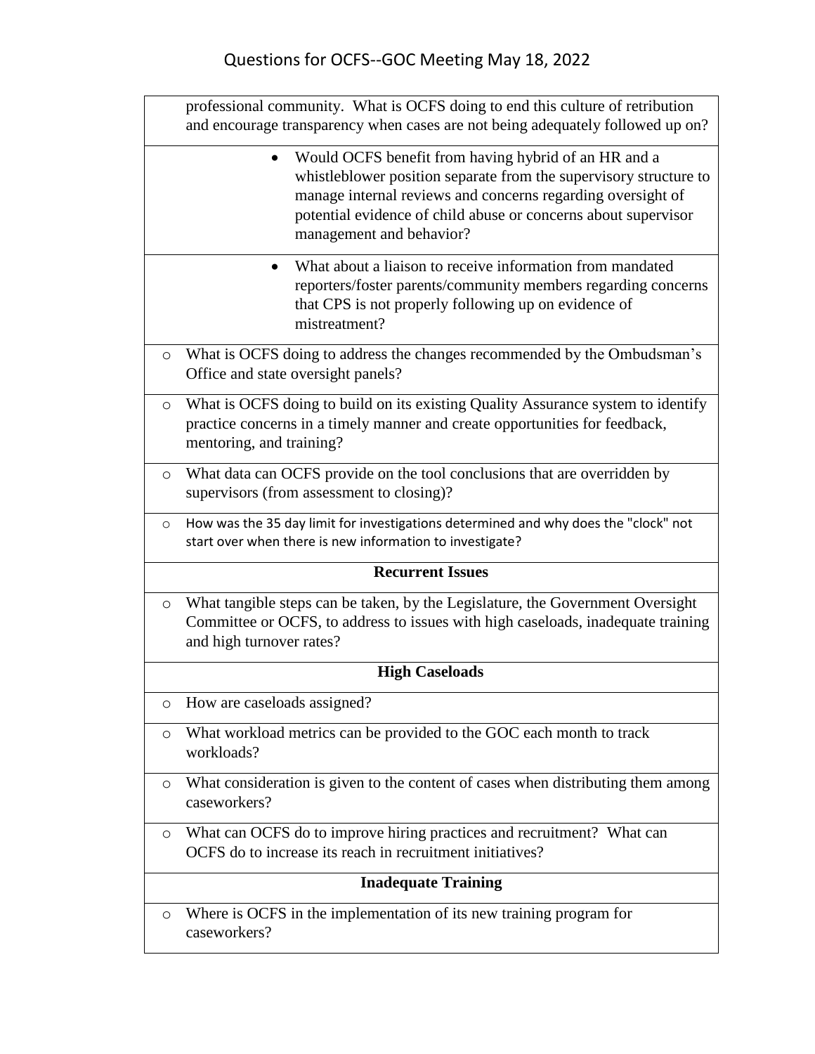# Questions for OCFS--GOC Meeting May 18, 2022

professional community. What is OCFS doing to end this culture of retribution and encourage transparency when cases are not being adequately followed up on?

- Would OCFS benefit from having hybrid of an HR and a whistleblower position separate from the supervisory structure to manage internal reviews and concerns regarding oversight of potential evidence of child abuse or concerns about supervisor management and behavior?

- What about a liaison to receive information from mandated reporters/foster parents/community members regarding concerns that CPS is not properly following up on evidence of mistreatment?

- What is OCFS doing to address the changes recommended by the Ombudsman's Office and state oversight panels?

- What is OCFS doing to build on its existing Quality Assurance system to identify practice concerns in a timely manner and create opportunities for feedback, mentoring, and training?

- What data can OCFS provide on the tool conclusions that are overridden by supervisors (from assessment to closing)?

- How was the 35 day limit for investigations determined and why does the "clock" not start over when there is new information to investigate?

## Recurrent Issues

- What tangible steps can be taken, by the Legislature, the Government Oversight Committee or OCFS, to address to issues with high caseloads, inadequate training and high turnover rates?

## High Caseloads

- How are caseloads assigned?

- What workload metrics can be provided to the GOC each month to track workloads?

- What consideration is given to the content of cases when distributing them among caseworkers?

- What can OCFS do to improve hiring practices and recruitment? What can OCFS do to increase its reach in recruitment initiatives?

## Inadequate Training

- Where is OCFS in the implementation of its new training program for caseworkers?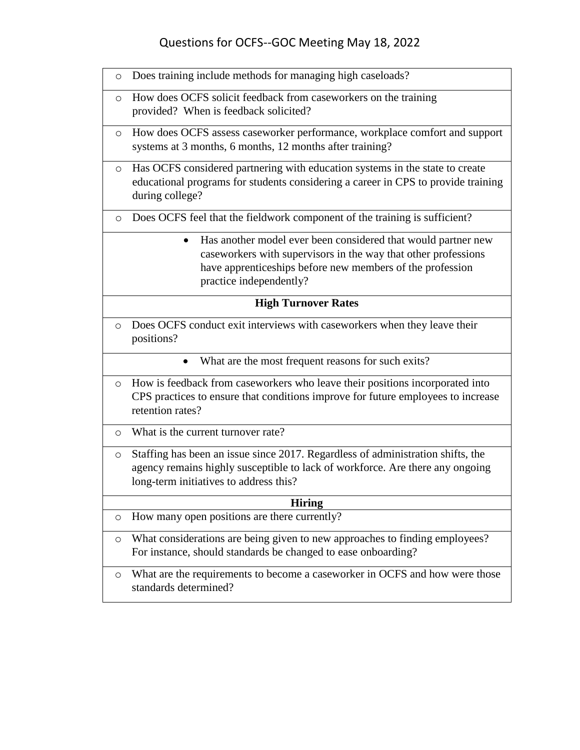# Questions for OCFS--GOC Meeting May 18, 2022

| |
|---|
| ○ Does training include methods for managing high caseloads? |
| ○ How does OCFS solicit feedback from caseworkers on the training provided? When is feedback solicited? |
| ○ How does OCFS assess caseworker performance, workplace comfort and support systems at 3 months, 6 months, 12 months after training? |
| ○ Has OCFS considered partnering with education systems in the state to create educational programs for students considering a career in CPS to provide training during college? |
| ○ Does OCFS feel that the fieldwork component of the training is sufficient? |
| • Has another model ever been considered that would partner new caseworkers with supervisors in the way that other professions have apprenticeships before new members of the profession practice independently? |
| **High Turnover Rates** |
| ○ Does OCFS conduct exit interviews with caseworkers when they leave their positions? |
| • What are the most frequent reasons for such exits? |
| ○ How is feedback from caseworkers who leave their positions incorporated into CPS practices to ensure that conditions improve for future employees to increase retention rates? |
| ○ What is the current turnover rate? |
| ○ Staffing has been an issue since 2017. Regardless of administration shifts, the agency remains highly susceptible to lack of workforce. Are there any ongoing long-term initiatives to address this? |
| **Hiring** |
| ○ How many open positions are there currently? |
| ○ What considerations are being given to new approaches to finding employees? For instance, should standards be changed to ease onboarding? |
| ○ What are the requirements to become a caseworker in OCFS and how were those standards determined? |